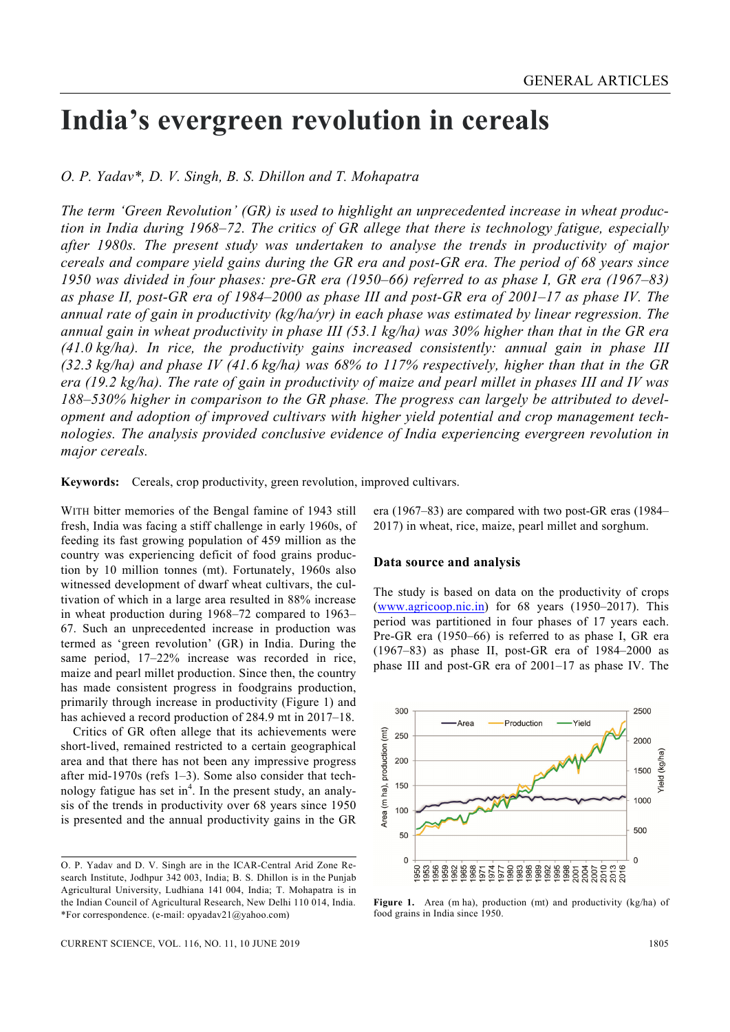# India's evergreen revolution in cereals

*O. P. Yadav\*, D. V. Singh, B. S. Dhillon and T. Mohapatra*

*The term 'Green Revolution' (GR) is used to highlight an unprecedented increase in wheat production in India during 1968–72. The critics of GR allege that there is technology fatigue, especially after 1980s. The present study was undertaken to analyse the trends in productivity of major cereals and compare yield gains during the GR era and post-GR era. The period of 68 years since 1950 was divided in four phases: pre-GR era (1950–66) referred to as phase I, GR era (1967–83) as phase II, post-GR era of 1984–2000 as phase III and post-GR era of 2001–17 as phase IV. The annual rate of gain in productivity (kg/ha/yr) in each phase was estimated by linear regression. The annual gain in wheat productivity in phase III (53.1 kg/ha) was 30% higher than that in the GR era (41.0 kg/ha). In rice, the productivity gains increased consistently: annual gain in phase III (32.3 kg/ha) and phase IV (41.6 kg/ha) was 68% to 117% respectively, higher than that in the GR era (19.2 kg/ha). The rate of gain in productivity of maize and pearl millet in phases III and IV was 188–530% higher in comparison to the GR phase. The progress can largely be attributed to development and adoption of improved cultivars with higher yield potential and crop management technologies. The analysis provided conclusive evidence of India experiencing evergreen revolution in major cereals.*

**Keywords:** Cereals, crop productivity, green revolution, improved cultivars.

WITH bitter memories of the Bengal famine of 1943 still fresh, India was facing a stiff challenge in early 1960s, of feeding its fast growing population of 459 million as the country was experiencing deficit of food grains production by 10 million tonnes (mt). Fortunately, 1960s also witnessed development of dwarf wheat cultivars, the cultivation of which in a large area resulted in 88% increase in wheat production during 1968–72 compared to 1963–67. Such an unprecedented increase in production was termed as 'green revolution' (GR) in India. During the same period, 17–22% increase was recorded in rice, maize and pearl millet production. Since then, the country has made consistent progress in foodgrains production, primarily through increase in productivity (Figure 1) and has achieved a record production of 284.9 mt in 2017–18.

Critics of GR often allege that its achievements were short-lived, remained restricted to a certain geographical area and that there has not been any impressive progress after mid-1970s (refs 1–3). Some also consider that technology fatigue has set in[4]. In the present study, an analysis of the trends in productivity over 68 years since 1950 is presented and the annual productivity gains in the GR era (1967–83) are compared with two post-GR eras (1984–2017) in wheat, rice, maize, pearl millet and sorghum.

## Data source and analysis

The study is based on data on the productivity of crops (www.agricoop.nic.in) for 68 years (1950–2017). This period was partitioned in four phases of 17 years each. Pre-GR era (1950–66) is referred to as phase I, GR era (1967–83) as phase II, post-GR era of 1984–2000 as phase III and post-GR era of 2001–17 as phase IV. The

**Figure 1.** Area (m ha), production (mt) and productivity (kg/ha) of food grains in India since 1950.

O. P. Yadav and D. V. Singh are in the ICAR-Central Arid Zone Research Institute, Jodhpur 342 003, India; B. S. Dhillon is in the Punjab Agricultural University, Ludhiana 141 004, India; T. Mohapatra is in the Indian Council of Agricultural Research, New Delhi 110 014, India.
\*For correspondence. (e-mail: opyadav21@yahoo.com)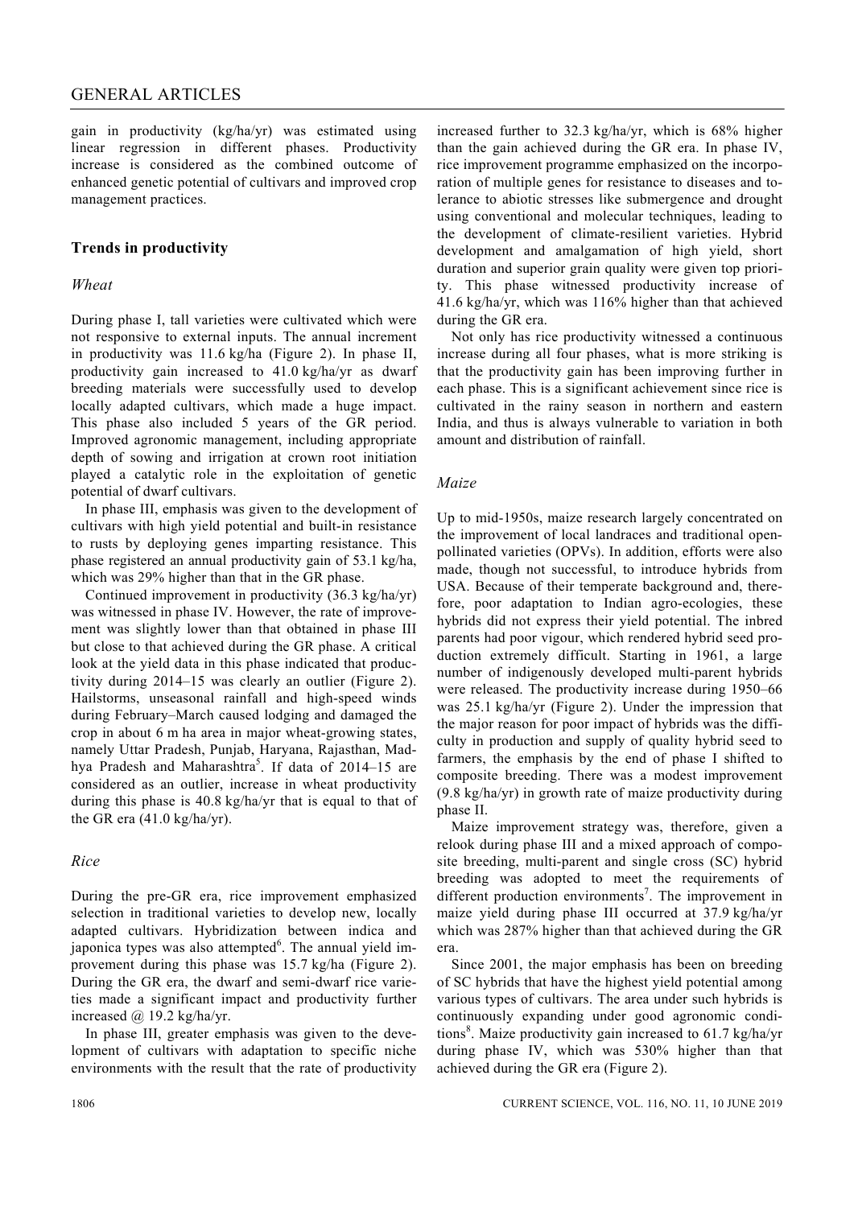gain in productivity (kg/ha/yr) was estimated using linear regression in different phases. Productivity increase is considered as the combined outcome of enhanced genetic potential of cultivars and improved crop management practices.

## Trends in productivity

### *Wheat*

During phase I, tall varieties were cultivated which were not responsive to external inputs. The annual increment in productivity was 11.6 kg/ha (Figure 2). In phase II, productivity gain increased to 41.0 kg/ha/yr as dwarf breeding materials were successfully used to develop locally adapted cultivars, which made a huge impact. This phase also included 5 years of the GR period. Improved agronomic management, including appropriate depth of sowing and irrigation at crown root initiation played a catalytic role in the exploitation of genetic potential of dwarf cultivars.

In phase III, emphasis was given to the development of cultivars with high yield potential and built-in resistance to rusts by deploying genes imparting resistance. This phase registered an annual productivity gain of 53.1 kg/ha, which was 29% higher than that in the GR phase.

Continued improvement in productivity (36.3 kg/ha/yr) was witnessed in phase IV. However, the rate of improvement was slightly lower than that obtained in phase III but close to that achieved during the GR phase. A critical look at the yield data in this phase indicated that productivity during 2014–15 was clearly an outlier (Figure 2). Hailstorms, unseasonal rainfall and high-speed winds during February–March caused lodging and damaged the crop in about 6 m ha area in major wheat-growing states, namely Uttar Pradesh, Punjab, Haryana, Rajasthan, Madhya Pradesh and Maharashtra[5]. If data of 2014–15 are considered as an outlier, increase in wheat productivity during this phase is 40.8 kg/ha/yr that is equal to that of the GR era (41.0 kg/ha/yr).

### *Rice*

During the pre-GR era, rice improvement emphasized selection in traditional varieties to develop new, locally adapted cultivars. Hybridization between indica and japonica types was also attempted[6]. The annual yield improvement during this phase was 15.7 kg/ha (Figure 2). During the GR era, the dwarf and semi-dwarf rice varieties made a significant impact and productivity further increased @ 19.2 kg/ha/yr.

In phase III, greater emphasis was given to the development of cultivars with adaptation to specific niche environments with the result that the rate of productivity increased further to 32.3 kg/ha/yr, which is 68% higher than the gain achieved during the GR era. In phase IV, rice improvement programme emphasized on the incorporation of multiple genes for resistance to diseases and tolerance to abiotic stresses like submergence and drought using conventional and molecular techniques, leading to the development of climate-resilient varieties. Hybrid development and amalgamation of high yield, short duration and superior grain quality were given top priority. This phase witnessed productivity increase of 41.6 kg/ha/yr, which was 116% higher than that achieved during the GR era.

Not only has rice productivity witnessed a continuous increase during all four phases, what is more striking is that the productivity gain has been improving further in each phase. This is a significant achievement since rice is cultivated in the rainy season in northern and eastern India, and thus is always vulnerable to variation in both amount and distribution of rainfall.

### *Maize*

Up to mid-1950s, maize research largely concentrated on the improvement of local landraces and traditional open-pollinated varieties (OPVs). In addition, efforts were also made, though not successful, to introduce hybrids from USA. Because of their temperate background and, therefore, poor adaptation to Indian agro-ecologies, these hybrids did not express their yield potential. The inbred parents had poor vigour, which rendered hybrid seed production extremely difficult. Starting in 1961, a large number of indigenously developed multi-parent hybrids were released. The productivity increase during 1950–66 was 25.1 kg/ha/yr (Figure 2). Under the impression that the major reason for poor impact of hybrids was the difficulty in production and supply of quality hybrid seed to farmers, the emphasis by the end of phase I shifted to composite breeding. There was a modest improvement (9.8 kg/ha/yr) in growth rate of maize productivity during phase II.

Maize improvement strategy was, therefore, given a relook during phase III and a mixed approach of composite breeding, multi-parent and single cross (SC) hybrid breeding was adopted to meet the requirements of different production environments[7]. The improvement in maize yield during phase III occurred at 37.9 kg/ha/yr which was 287% higher than that achieved during the GR era.

Since 2001, the major emphasis has been on breeding of SC hybrids that have the highest yield potential among various types of cultivars. The area under such hybrids is continuously expanding under good agronomic conditions[8]. Maize productivity gain increased to 61.7 kg/ha/yr during phase IV, which was 530% higher than that achieved during the GR era (Figure 2).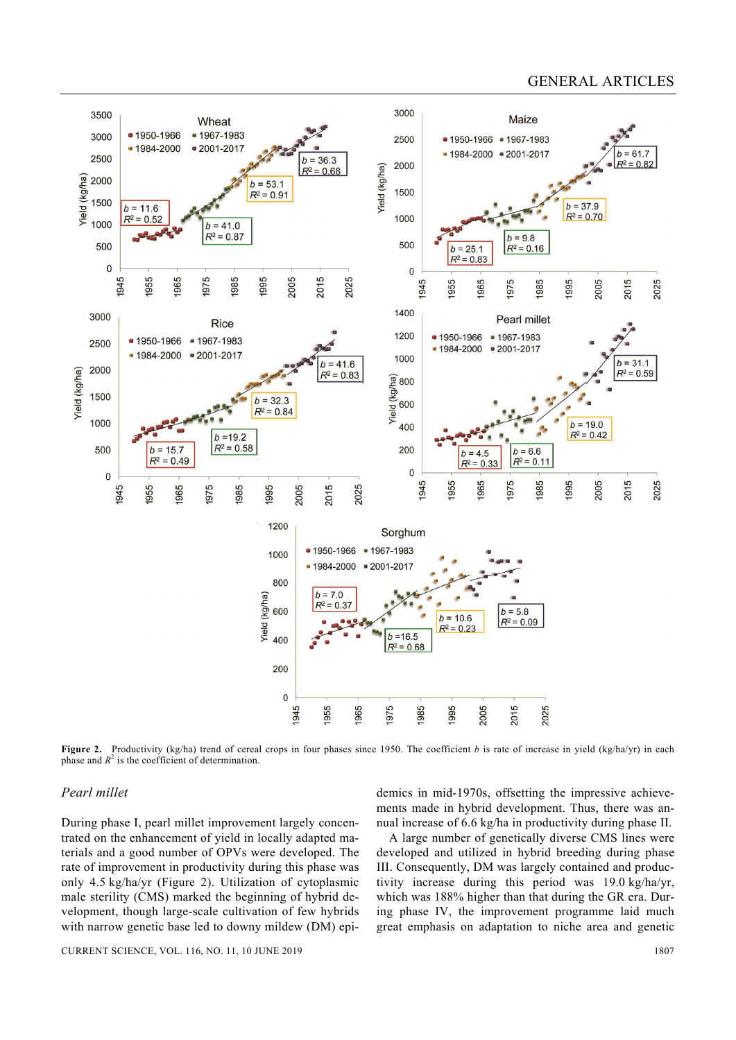**Figure 2.** Productivity (kg/ha) trend of cereal crops in four phases since 1950. The coefficient *b* is rate of increase in yield (kg/ha/yr) in each phase and $R^2$ is the coefficient of determination.

### Pearl millet

During phase I, pearl millet improvement largely concentrated on the enhancement of yield in locally adapted materials and a good number of OPVs were developed. The rate of improvement in productivity during this phase was only 4.5 kg/ha/yr (Figure 2). Utilization of cytoplasmic male sterility (CMS) marked the beginning of hybrid development, though large-scale cultivation of few hybrids with narrow genetic base led to downy mildew (DM) epidemics in mid-1970s, offsetting the impressive achievements made in hybrid development. Thus, there was an-nual increase of 6.6 kg/ha in productivity during phase II.

A large number of genetically diverse CMS lines were developed and utilized in hybrid breeding during phase III. Consequently, DM was largely contained and productivity increase during this period was 19.0 kg/ha/yr, which was 188% higher than that during the GR era. During phase IV, the improvement programme laid much great emphasis on adaptation to niche area and genetic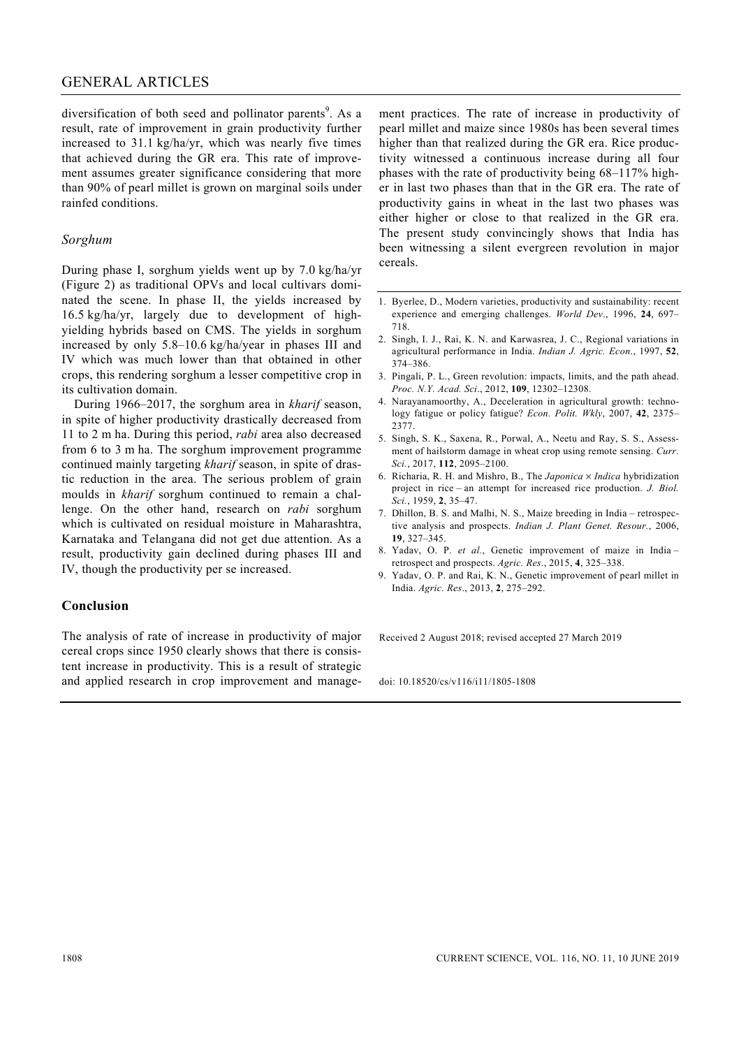diversification of both seed and pollinator parents[9]. As a result, rate of improvement in grain productivity further increased to 31.1 kg/ha/yr, which was nearly five times that achieved during the GR era. This rate of improvement assumes greater significance considering that more than 90% of pearl millet is grown on marginal soils under rainfed conditions.

### *Sorghum*

During phase I, sorghum yields went up by 7.0 kg/ha/yr (Figure 2) as traditional OPVs and local cultivars dominated the scene. In phase II, the yields increased by 16.5 kg/ha/yr, largely due to development of high-yielding hybrids based on CMS. The yields in sorghum increased by only 5.8–10.6 kg/ha/year in phases III and IV which was much lower than that obtained in other crops, this rendering sorghum a lesser competitive crop in its cultivation domain.

During 1966–2017, the sorghum area in *kharif* season, in spite of higher productivity drastically decreased from 11 to 2 m ha. During this period, *rabi* area also decreased from 6 to 3 m ha. The sorghum improvement programme continued mainly targeting *kharif* season, in spite of drastic reduction in the area. The serious problem of grain moulds in *kharif* sorghum continued to remain a challenge. On the other hand, research on *rabi* sorghum which is cultivated on residual moisture in Maharashtra, Karnataka and Telangana did not get due attention. As a result, productivity gain declined during phases III and IV, though the productivity per se increased.

## Conclusion

The analysis of rate of increase in productivity of major cereal crops since 1950 clearly shows that there is consistent increase in productivity. This is a result of strategic and applied research in crop improvement and management practices. The rate of increase in productivity of pearl millet and maize since 1980s has been several times higher than that realized during the GR era. Rice productivity witnessed a continuous increase during all four phases with the rate of productivity being 68–117% higher in last two phases than that in the GR era. The rate of productivity gains in wheat in the last two phases was either higher or close to that realized in the GR era. The present study convincingly shows that India has been witnessing a silent evergreen revolution in major cereals.

1. Byerlee, D., Modern varieties, productivity and sustainability: recent experience and emerging challenges. *World Dev*., 1996, **24**, 697–718.
2. Singh, I. J., Rai, K. N. and Karwasrea, J. C., Regional variations in agricultural performance in India. *Indian J. Agric. Econ*., 1997, **52**, 374–386.
3. Pingali, P. L., Green revolution: impacts, limits, and the path ahead. *Proc. N.Y. Acad. Sci*., 2012, **109**, 12302–12308.
4. Narayanamoorthy, A., Deceleration in agricultural growth: technology fatigue or policy fatigue? *Econ. Polit. Wkly*, 2007, **42**, 2375–2377.
5. Singh, S. K., Saxena, R., Porwal, A., Neetu and Ray, S. S., Assessment of hailstorm damage in wheat crop using remote sensing. *Curr. Sci.*, 2017, **112**, 2095–2100.
6. Richaria, R. H. and Mishro, B., The *Japonica* × *Indica* hybridization project in rice – an attempt for increased rice production. *J. Biol. Sci.*, 1959, **2**, 35–47.
7. Dhillon, B. S. and Malhi, N. S., Maize breeding in India – retrospective analysis and prospects. *Indian J. Plant Genet. Resour.*, 2006, **19**, 327–345.
8. Yadav, O. P. *et al.*, Genetic improvement of maize in India – retrospect and prospects. *Agric. Res.*, 2015, **4**, 325–338.
9. Yadav, O. P. and Rai, K. N., Genetic improvement of pearl millet in India. *Agric. Res*., 2013, **2**, 275–292.

Received 2 August 2018; revised accepted 27 March 2019

doi: 10.18520/cs/v116/i11/1805-1808